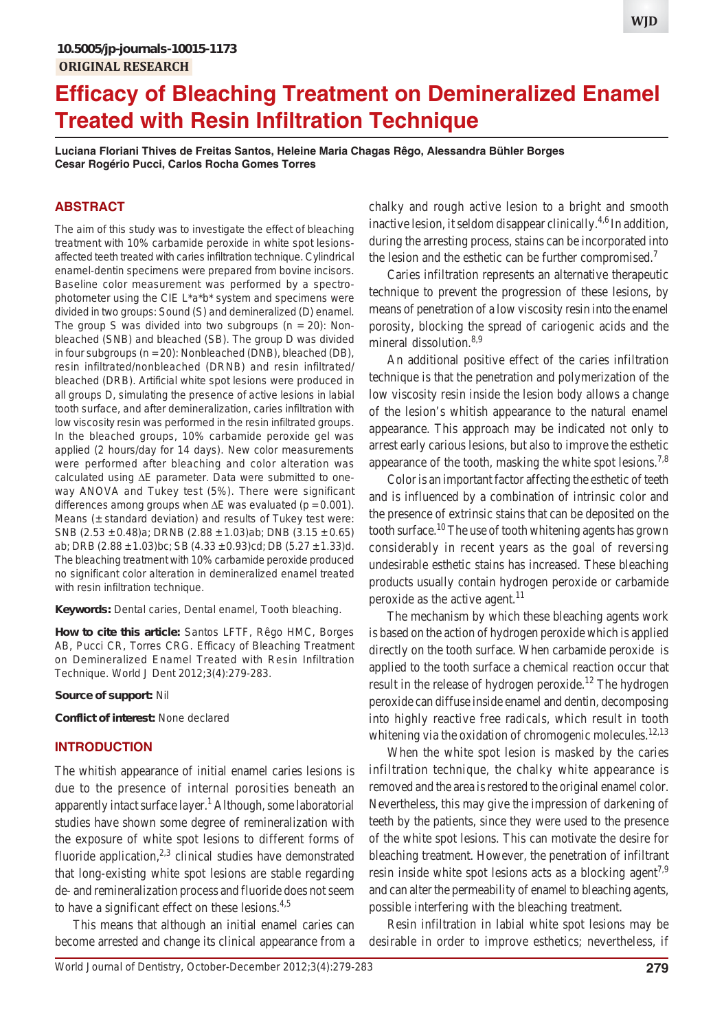10.5005/jp-journals-10015-1173

ORIGINAL RESEARCH

# Efficacy of Bleaching Treatment on Demineralized Enamel Treated with Resin Infiltration Technique

**Luciana Floriani Thives de Freitas Santos, Heleine Maria Chagas Rêgo, Alessandra Bühler Borges Cesar Rogério Pucci, Carlos Rocha Gomes Torres**

## ABSTRACT

The aim of this study was to investigate the effect of bleaching treatment with 10% carbamide peroxide in white spot lesions-affected teeth treated with caries infiltration technique. Cylindrical enamel-dentin specimens were prepared from bovine incisors. Baseline color measurement was performed by a spectrophotometer using the CIE L*a*b* system and specimens were divided in two groups: Sound (S) and demineralized (D) enamel. The group S was divided into two subgroups (n = 20): Non-bleached (SNB) and bleached (SB). The group D was divided in four subgroups (n = 20): Nonbleached (DNB), bleached (DB), resin infiltrated/nonbleached (DRNB) and resin infiltrated/bleached (DRB). Artificial white spot lesions were produced in all groups D, simulating the presence of active lesions in labial tooth surface, and after demineralization, caries infiltration with low viscosity resin was performed in the resin infiltrated groups. In the bleached groups, 10% carbamide peroxide gel was applied (2 hours/day for 14 days). New color measurements were performed after bleaching and color alteration was calculated using ΔE parameter. Data were submitted to one-way ANOVA and Tukey test (5%). There were significant differences among groups when ΔE was evaluated ($p = 0.001$). Means (± standard deviation) and results of Tukey test were: SNB (2.53 ± 0.48)a; DRNB (2.88 ± 1.03)ab; DNB (3.15 ± 0.65) ab; DRB (2.88 ± 1.03)bc; SB (4.33 ± 0.93)cd; DB (5.27 ± 1.33)d. The bleaching treatment with 10% carbamide peroxide produced no significant color alteration in demineralized enamel treated with resin infiltration technique.

**Keywords:** Dental caries, Dental enamel, Tooth bleaching.

**How to cite this article:** Santos LFTF, Rêgo HMC, Borges AB, Pucci CR, Torres CRG. Efficacy of Bleaching Treatment on Demineralized Enamel Treated with Resin Infiltration Technique. World J Dent 2012;3(4):279-283.

**Source of support:** Nil

**Conflict of interest:** None declared

## INTRODUCTION

The whitish appearance of initial enamel caries lesions is due to the presence of internal porosities beneath an apparently intact surface layer.[1] Although, some laboratorial studies have shown some degree of remineralization with the exposure of white spot lesions to different forms of fluoride application,[2,3] clinical studies have demonstrated that long-existing white spot lesions are stable regarding de- and remineralization process and fluoride does not seem to have a significant effect on these lesions.[4,5]

This means that although an initial enamel caries can become arrested and change its clinical appearance from a chalky and rough active lesion to a bright and smooth inactive lesion, it seldom disappear clinically.[4,6] In addition, during the arresting process, stains can be incorporated into the lesion and the esthetic can be further compromised.[7]

Caries infiltration represents an alternative therapeutic technique to prevent the progression of these lesions, by means of penetration of a low viscosity resin into the enamel porosity, blocking the spread of cariogenic acids and the mineral dissolution.[8,9]

An additional positive effect of the caries infiltration technique is that the penetration and polymerization of the low viscosity resin inside the lesion body allows a change of the lesion's whitish appearance to the natural enamel appearance. This approach may be indicated not only to arrest early carious lesions, but also to improve the esthetic appearance of the tooth, masking the white spot lesions.[7,8]

Color is an important factor affecting the esthetic of teeth and is influenced by a combination of intrinsic color and the presence of extrinsic stains that can be deposited on the tooth surface.[10] The use of tooth whitening agents has grown considerably in recent years as the goal of reversing undesirable esthetic stains has increased. These bleaching products usually contain hydrogen peroxide or carbamide peroxide as the active agent.[11]

The mechanism by which these bleaching agents work is based on the action of hydrogen peroxide which is applied directly on the tooth surface. When carbamide peroxide is applied to the tooth surface a chemical reaction occur that result in the release of hydrogen peroxide.[12] The hydrogen peroxide can diffuse inside enamel and dentin, decomposing into highly reactive free radicals, which result in tooth whitening via the oxidation of chromogenic molecules.[12,13]

When the white spot lesion is masked by the caries infiltration technique, the chalky white appearance is removed and the area is restored to the original enamel color. Nevertheless, this may give the impression of darkening of teeth by the patients, since they were used to the presence of the white spot lesions. This can motivate the desire for bleaching treatment. However, the penetration of infiltrant resin inside white spot lesions acts as a blocking agent[7,9] and can alter the permeability of enamel to bleaching agents, possible interfering with the bleaching treatment.

Resin infiltration in labial white spot lesions may be desirable in order to improve esthetics; nevertheless, if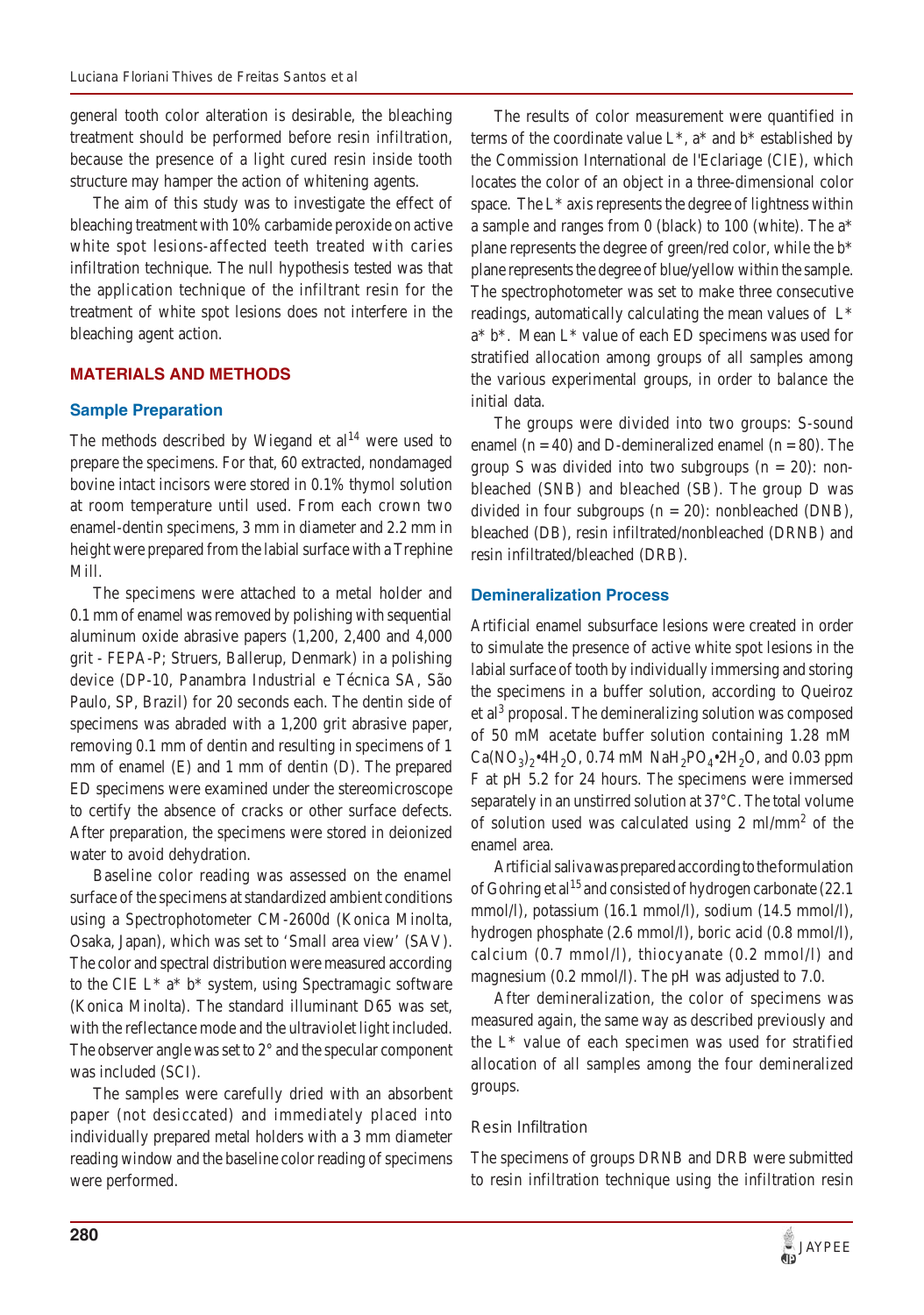general tooth color alteration is desirable, the bleaching treatment should be performed before resin infiltration, because the presence of a light cured resin inside tooth structure may hamper the action of whitening agents.

The aim of this study was to investigate the effect of bleaching treatment with 10% carbamide peroxide on active white spot lesions-affected teeth treated with caries infiltration technique. The null hypothesis tested was that the application technique of the infiltrant resin for the treatment of white spot lesions does not interfere in the bleaching agent action.

## MATERIALS AND METHODS

### Sample Preparation

The methods described by Wiegand et al[14] were used to prepare the specimens. For that, 60 extracted, nondamaged bovine intact incisors were stored in 0.1% thymol solution at room temperature until used. From each crown two enamel-dentin specimens, 3 mm in diameter and 2.2 mm in height were prepared from the labial surface with a Trephine Mill.

The specimens were attached to a metal holder and 0.1 mm of enamel was removed by polishing with sequential aluminum oxide abrasive papers (1,200, 2,400 and 4,000 grit - FEPA-P; Struers, Ballerup, Denmark) in a polishing device (DP-10, Panambra Industrial e Técnica SA, São Paulo, SP, Brazil) for 20 seconds each. The dentin side of specimens was abraded with a 1,200 grit abrasive paper, removing 0.1 mm of dentin and resulting in specimens of 1 mm of enamel (E) and 1 mm of dentin (D). The prepared ED specimens were examined under the stereomicroscope to certify the absence of cracks or other surface defects. After preparation, the specimens were stored in deionized water to avoid dehydration.

Baseline color reading was assessed on the enamel surface of the specimens at standardized ambient conditions using a Spectrophotometer CM-2600d (Konica Minolta, Osaka, Japan), which was set to 'Small area view' (SAV). The color and spectral distribution were measured according to the CIE L* a* b* system, using Spectramagic software (Konica Minolta). The standard illuminant D65 was set, with the reflectance mode and the ultraviolet light included. The observer angle was set to 2° and the specular component was included (SCI).

The samples were carefully dried with an absorbent paper (not desiccated) and immediately placed into individually prepared metal holders with a 3 mm diameter reading window and the baseline color reading of specimens were performed.

The results of color measurement were quantified in terms of the coordinate value L*, a* and b* established by the Commission International de l'Eclariage (CIE), which locates the color of an object in a three-dimensional color space. The L* axis represents the degree of lightness within a sample and ranges from 0 (black) to 100 (white). The a* plane represents the degree of green/red color, while the b* plane represents the degree of blue/yellow within the sample. The spectrophotometer was set to make three consecutive readings, automatically calculating the mean values of L* a* b*. Mean L* value of each ED specimens was used for stratified allocation among groups of all samples among the various experimental groups, in order to balance the initial data.

The groups were divided into two groups: S-sound enamel (n = 40) and D-demineralized enamel (n = 80). The group S was divided into two subgroups (n = 20): nonbleached (SNB) and bleached (SB). The group D was divided in four subgroups (n = 20): nonbleached (DNB), bleached (DB), resin infiltrated/nonbleached (DRNB) and resin infiltrated/bleached (DRB).

### Demineralization Process

Artificial enamel subsurface lesions were created in order to simulate the presence of active white spot lesions in the labial surface of tooth by individually immersing and storing the specimens in a buffer solution, according to Queiroz et al[3] proposal. The demineralizing solution was composed of 50 mM acetate buffer solution containing 1.28 mM $Ca(NO_3)_2{\bullet}4H_2O$, 0.74 mM $NaH_2PO_4{\bullet}2H_2O$, and 0.03 ppm F at pH 5.2 for 24 hours. The specimens were immersed separately in an unstirred solution at 37°C. The total volume of solution used was calculated using 2 ml/mm$^2$ of the enamel area.

Artificial saliva was prepared according to the formulation of Gohring et al[15] and consisted of hydrogen carbonate (22.1 mmol/l), potassium (16.1 mmol/l), sodium (14.5 mmol/l), hydrogen phosphate (2.6 mmol/l), boric acid (0.8 mmol/l), calcium (0.7 mmol/l), thiocyanate (0.2 mmol/l) and magnesium (0.2 mmol/l). The pH was adjusted to 7.0.

After demineralization, the color of specimens was measured again, the same way as described previously and the L* value of each specimen was used for stratified allocation of all samples among the four demineralized groups.

#### *Resin Infiltration*

The specimens of groups DRNB and DRB were submitted to resin infiltration technique using the infiltration resin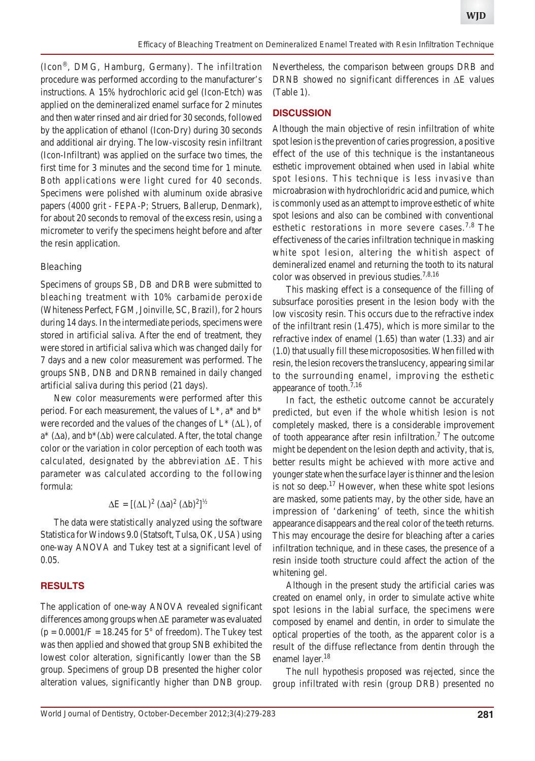(Icon®, DMG, Hamburg, Germany). The infiltration procedure was performed according to the manufacturer's instructions. A 15% hydrochloric acid gel (Icon-Etch) was applied on the demineralized enamel surface for 2 minutes and then water rinsed and air dried for 30 seconds, followed by the application of ethanol (Icon-Dry) during 30 seconds and additional air drying. The low-viscosity resin infiltrant (Icon-Infiltrant) was applied on the surface two times, the first time for 3 minutes and the second time for 1 minute. Both applications were light cured for 40 seconds. Specimens were polished with aluminum oxide abrasive papers (4000 grit - FEPA-P; Struers, Ballerup, Denmark), for about 20 seconds to removal of the excess resin, using a micrometer to verify the specimens height before and after the resin application.

### Bleaching

Specimens of groups SB, DB and DRB were submitted to bleaching treatment with 10% carbamide peroxide (Whiteness Perfect, FGM, Joinville, SC, Brazil), for 2 hours during 14 days. In the intermediate periods, specimens were stored in artificial saliva. After the end of treatment, they were stored in artificial saliva which was changed daily for 7 days and a new color measurement was performed. The groups SNB, DNB and DRNB remained in daily changed artificial saliva during this period (21 days).

New color measurements were performed after this period. For each measurement, the values of L*, a* and b* were recorded and the values of the changes of L* ($\Delta L$), of a* ($\Delta a$), and b*($\Delta b$) were calculated. After, the total change color or the variation in color perception of each tooth was calculated, designated by the abbreviation $\Delta E$. This parameter was calculated according to the following formula:

$$\Delta E = [(\Delta L)^2 (\Delta a)^2 (\Delta b)^2]^{1/2}$$

The data were statistically analyzed using the software Statistica for Windows 9.0 (Statsoft, Tulsa, OK, USA) using one-way ANOVA and Tukey test at a significant level of 0.05.

## RESULTS

The application of one-way ANOVA revealed significant differences among groups when $\Delta E$ parameter was evaluated ($p = 0.0001/F = 18.245$ for 5° of freedom). The Tukey test was then applied and showed that group SNB exhibited the lowest color alteration, significantly lower than the SB group. Specimens of group DB presented the higher color alteration values, significantly higher than DNB group. Nevertheless, the comparison between groups DRB and DRNB showed no significant differences in $\Delta E$ values (Table 1).

## DISCUSSION

Although the main objective of resin infiltration of white spot lesion is the prevention of caries progression, a positive effect of the use of this technique is the instantaneous esthetic improvement obtained when used in labial white spot lesions. This technique is less invasive than microabrasion with hydrochloridric acid and pumice, which is commonly used as an attempt to improve esthetic of white spot lesions and also can be combined with conventional esthetic restorations in more severe cases.[7,8] The effectiveness of the caries infiltration technique in masking white spot lesion, altering the whitish aspect of demineralized enamel and returning the tooth to its natural color was observed in previous studies.[7,8,16]

This masking effect is a consequence of the filling of subsurface porosities present in the lesion body with the low viscosity resin. This occurs due to the refractive index of the infiltrant resin (1.475), which is more similar to the refractive index of enamel (1.65) than water (1.33) and air (1.0) that usually fill these micropososities. When filled with resin, the lesion recovers the translucency, appearing similar to the surrounding enamel, improving the esthetic appearance of tooth.[7,16]

In fact, the esthetic outcome cannot be accurately predicted, but even if the whole whitish lesion is not completely masked, there is a considerable improvement of tooth appearance after resin infiltration.[7] The outcome might be dependent on the lesion depth and activity, that is, better results might be achieved with more active and younger state when the surface layer is thinner and the lesion is not so deep.[17] However, when these white spot lesions are masked, some patients may, by the other side, have an impression of 'darkening' of teeth, since the whitish appearance disappears and the real color of the teeth returns. This may encourage the desire for bleaching after a caries infiltration technique, and in these cases, the presence of a resin inside tooth structure could affect the action of the whitening gel.

Although in the present study the artificial caries was created on enamel only, in order to simulate active white spot lesions in the labial surface, the specimens were composed by enamel and dentin, in order to simulate the optical properties of the tooth, as the apparent color is a result of the diffuse reflectance from dentin through the enamel layer.[18]

The null hypothesis proposed was rejected, since the group infiltrated with resin (group DRB) presented no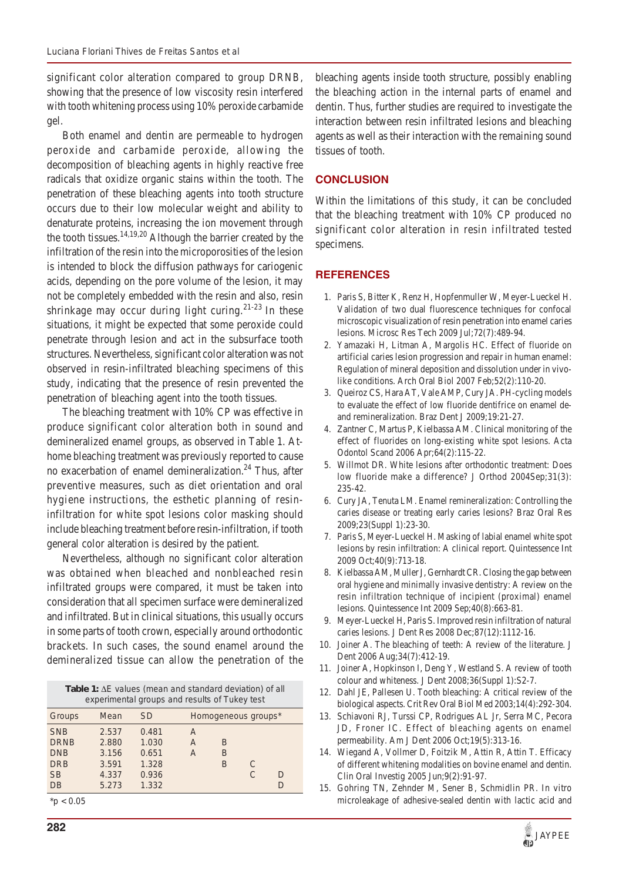significant color alteration compared to group DRNB, showing that the presence of low viscosity resin interfered with tooth whitening process using 10% peroxide carbamide gel.

Both enamel and dentin are permeable to hydrogen peroxide and carbamide peroxide, allowing the decomposition of bleaching agents in highly reactive free radicals that oxidize organic stains within the tooth. The penetration of these bleaching agents into tooth structure occurs due to their low molecular weight and ability to denaturate proteins, increasing the ion movement through the tooth tissues.[14,19,20] Although the barrier created by the infiltration of the resin into the microporosities of the lesion is intended to block the diffusion pathways for cariogenic acids, depending on the pore volume of the lesion, it may not be completely embedded with the resin and also, resin shrinkage may occur during light curing.[21-23] In these situations, it might be expected that some peroxide could penetrate through lesion and act in the subsurface tooth structures. Nevertheless, significant color alteration was not observed in resin-infiltrated bleaching specimens of this study, indicating that the presence of resin prevented the penetration of bleaching agent into the tooth tissues.

The bleaching treatment with 10% CP was effective in produce significant color alteration both in sound and demineralized enamel groups, as observed in Table 1. At-home bleaching treatment was previously reported to cause no exacerbation of enamel demineralization.[24] Thus, after preventive measures, such as diet orientation and oral hygiene instructions, the esthetic planning of resin-infiltration for white spot lesions color masking should include bleaching treatment before resin-infiltration, if tooth general color alteration is desired by the patient.

Nevertheless, although no significant color alteration was obtained when bleached and nonbleached resin infiltrated groups were compared, it must be taken into consideration that all specimen surface were demineralized and infiltrated. But in clinical situations, this usually occurs in some parts of tooth crown, especially around orthodontic brackets. In such cases, the sound enamel around the demineralized tissue can allow the penetration of the bleaching agents inside tooth structure, possibly enabling the bleaching action in the internal parts of enamel and dentin. Thus, further studies are required to investigate the interaction between resin infiltrated lesions and bleaching agents as well as their interaction with the remaining sound tissues of tooth.

**Table 1:** $\Delta E$ values (mean and standard deviation) of all experimental groups and results of Tukey test

| Groups | Mean | SD | Homogeneous groups* | | | |
|---|---|---|---|---|---|---|
| SNB | 2.537 | 0.481 | A | | | |
| DRNB | 2.880 | 1.030 | A | B | | |
| DNB | 3.156 | 0.651 | A | B | | |
| DRB | 3.591 | 1.328 | | B | C | |
| SB | 4.337 | 0.936 | | | C | D |
| DB | 5.273 | 1.332 | | | | D |

*$p < 0.05$

## CONCLUSION

Within the limitations of this study, it can be concluded that the bleaching treatment with 10% CP produced no significant color alteration in resin infiltrated tested specimens.

## REFERENCES

1. Paris S, Bitter K, Renz H, Hopfenmuller W, Meyer-Lueckel H. Validation of two dual fluorescence techniques for confocal microscopic visualization of resin penetration into enamel caries lesions. Microsc Res Tech 2009 Jul;72(7):489-94.
2. Yamazaki H, Litman A, Margolis HC. Effect of fluoride on artificial caries lesion progression and repair in human enamel: Regulation of mineral deposition and dissolution under in vivo-like conditions. Arch Oral Biol 2007 Feb;52(2):110-20.
3. Queiroz CS, Hara AT, Vale AMP, Cury JA. PH-cycling models to evaluate the effect of low fluoride dentifrice on enamel de- and remineralization. Braz Dent J 2009;19:21-27.
4. Zantner C, Martus P, Kielbassa AM. Clinical monitoring of the effect of fluorides on long-existing white spot lesions. Acta Odontol Scand 2006 Apr;64(2):115-22.
5. Willmot DR. White lesions after orthodontic treatment: Does low fluoride make a difference? J Orthod 2004Sep;31(3): 235-42.
6. Cury JA, Tenuta LM. Enamel remineralization: Controlling the caries disease or treating early caries lesions? Braz Oral Res 2009;23(Suppl 1):23-30.
7. Paris S, Meyer-Lueckel H. Masking of labial enamel white spot lesions by resin infiltration: A clinical report. Quintessence Int 2009 Oct;40(9):713-18.
8. Kielbassa AM, Muller J, Gernhardt CR. Closing the gap between oral hygiene and minimally invasive dentistry: A review on the resin infiltration technique of incipient (proximal) enamel lesions. Quintessence Int 2009 Sep;40(8):663-81.
9. Meyer-Lueckel H, Paris S. Improved resin infiltration of natural caries lesions. J Dent Res 2008 Dec;87(12):1112-16.
10. Joiner A. The bleaching of teeth: A review of the literature. J Dent 2006 Aug;34(7):412-19.
11. Joiner A, Hopkinson I, Deng Y, Westland S. A review of tooth colour and whiteness. J Dent 2008;36(Suppl 1):S2-7.
12. Dahl JE, Pallesen U. Tooth bleaching: A critical review of the biological aspects. Crit Rev Oral Biol Med 2003;14(4):292-304.
13. Schiavoni RJ, Turssi CP, Rodrigues AL Jr, Serra MC, Pecora JD, Froner IC. Effect of bleaching agents on enamel permeability. Am J Dent 2006 Oct;19(5):313-16.
14. Wiegand A, Vollmer D, Foitzik M, Attin R, Attin T. Efficacy of different whitening modalities on bovine enamel and dentin. Clin Oral Investig 2005 Jun;9(2):91-97.
15. Gohring TN, Zehnder M, Sener B, Schmidlin PR. In vitro microleakage of adhesive-sealed dentin with lactic acid and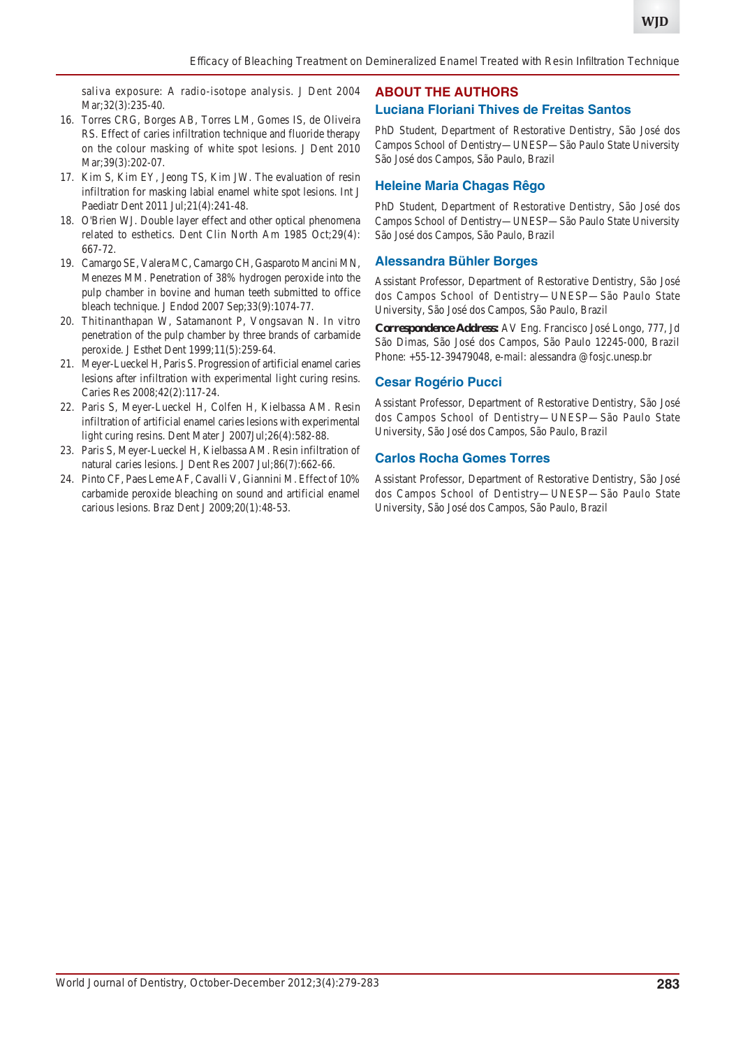saliva exposure: A radio-isotope analysis. J Dent 2004 Mar;32(3):235-40.

16. Torres CRG, Borges AB, Torres LM, Gomes IS, de Oliveira RS. Effect of caries infiltration technique and fluoride therapy on the colour masking of white spot lesions. J Dent 2010 Mar;39(3):202-07.
17. Kim S, Kim EY, Jeong TS, Kim JW. The evaluation of resin infiltration for masking labial enamel white spot lesions. Int J Paediatr Dent 2011 Jul;21(4):241-48.
18. O'Brien WJ. Double layer effect and other optical phenomena related to esthetics. Dent Clin North Am 1985 Oct;29(4): 667-72.
19. Camargo SE, Valera MC, Camargo CH, Gasparoto Mancini MN, Menezes MM. Penetration of 38% hydrogen peroxide into the pulp chamber in bovine and human teeth submitted to office bleach technique. J Endod 2007 Sep;33(9):1074-77.
20. Thitinanthapan W, Satamanont P, Vongsavan N. In vitro penetration of the pulp chamber by three brands of carbamide peroxide. J Esthet Dent 1999;11(5):259-64.
21. Meyer-Lueckel H, Paris S. Progression of artificial enamel caries lesions after infiltration with experimental light curing resins. Caries Res 2008;42(2):117-24.
22. Paris S, Meyer-Lueckel H, Colfen H, Kielbassa AM. Resin infiltration of artificial enamel caries lesions with experimental light curing resins. Dent Mater J 2007Jul;26(4):582-88.
23. Paris S, Meyer-Lueckel H, Kielbassa AM. Resin infiltration of natural caries lesions. J Dent Res 2007 Jul;86(7):662-66.
24. Pinto CF, Paes Leme AF, Cavalli V, Giannini M. Effect of 10% carbamide peroxide bleaching on sound and artificial enamel carious lesions. Braz Dent J 2009;20(1):48-53.

## ABOUT THE AUTHORS

### Luciana Floriani Thives de Freitas Santos

PhD Student, Department of Restorative Dentistry, São José dos Campos School of Dentistry—UNESP—São Paulo State University São José dos Campos, São Paulo, Brazil

### Heleine Maria Chagas Rêgo

PhD Student, Department of Restorative Dentistry, São José dos Campos School of Dentistry—UNESP—São Paulo State University São José dos Campos, São Paulo, Brazil

### Alessandra Bühler Borges

Assistant Professor, Department of Restorative Dentistry, São José dos Campos School of Dentistry—UNESP—São Paulo State University, São José dos Campos, São Paulo, Brazil

**Correspondence Address:** AV Eng. Francisco José Longo, 777, Jd São Dimas, São José dos Campos, São Paulo 12245-000, Brazil Phone: +55-12-39479048, e-mail: alessandra@fosjc.unesp.br

### Cesar Rogério Pucci

Assistant Professor, Department of Restorative Dentistry, São José dos Campos School of Dentistry—UNESP—São Paulo State University, São José dos Campos, São Paulo, Brazil

### Carlos Rocha Gomes Torres

Assistant Professor, Department of Restorative Dentistry, São José dos Campos School of Dentistry—UNESP—São Paulo State University, São José dos Campos, São Paulo, Brazil